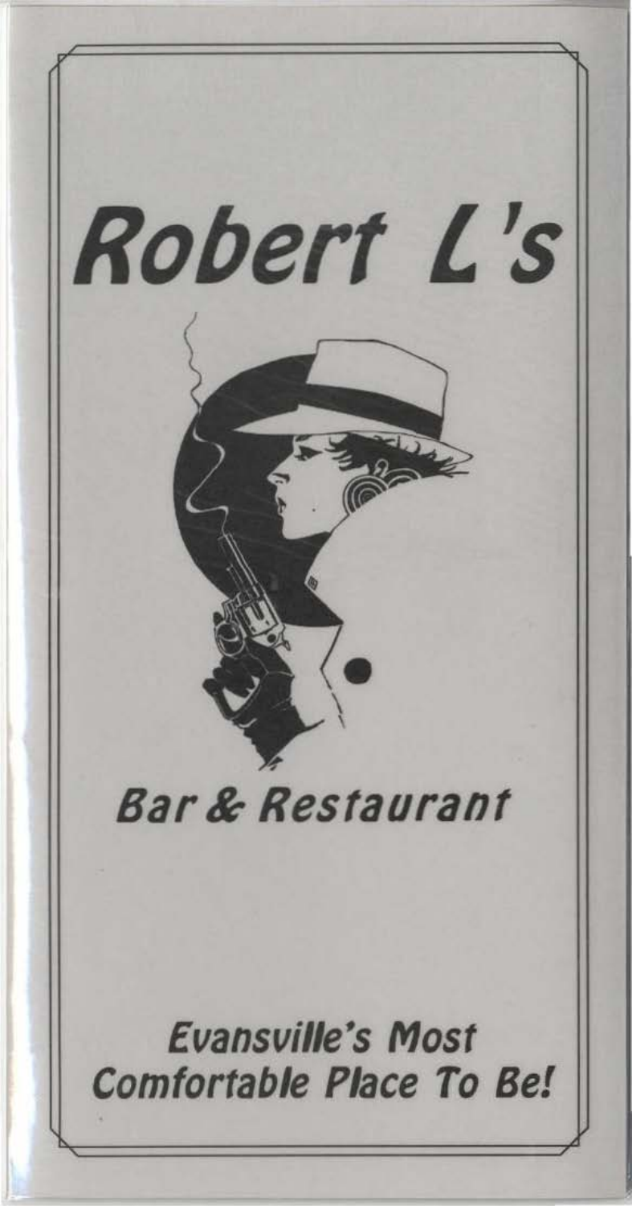# Robert L's

## Bar & Restaurant

*Evansville's Most Comfortable Place To Be!*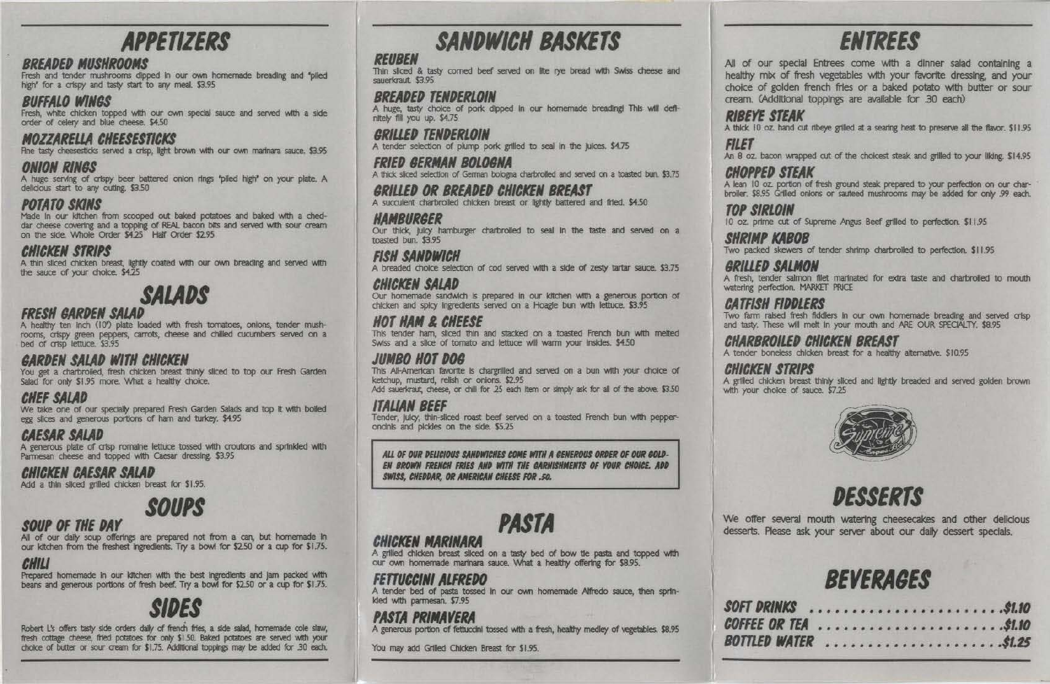# APPETIZERS

### BREADED MUSHROOMS
Fresh and tender mushrooms dipped in our own homemade breading and 'piled high' for a crispy and tasty start to any meal. $3.95

### BUFFALO WINGS
Fresh, white chicken topped with our own special sauce and served with a side order of celery and blue cheese. $4.50

### MOZZARELLA CHEESESTICKS
Fine tasty cheesesticks served a crisp, light brown with our own marinara sauce. $3.95

### ONION RINGS
A huge serving of crispy beer battered onion rings 'piled high' on your plate. A delicious start to any outing. $3.50

### POTATO SKINS
Made in our kitchen from scooped out baked potatoes and baked with a cheddar cheese covering and a topping of REAL bacon bits and served with sour cream on the side. Whole Order $4.25 Half Order $2.95

### CHICKEN STRIPS
A thin sliced chicken breast, lightly coated with our own breading and served with the sauce of your choice. $4.25

# SALADS

### FRESH GARDEN SALAD
A healthy ten inch (10") plate loaded with fresh tomatoes, onions, tender mushrooms, crispy green peppers, carrots, cheese and chilled cucumbers served on a bed of crisp lettuce. $3.95

### GARDEN SALAD WITH CHICKEN
You get a charbroiled, fresh chicken breast thinly sliced to top our Fresh Garden Salad for only $1.95 more. What a healthy choice.

### CHEF SALAD
We take one of our specially prepared Fresh Garden Salads and top it with boiled egg slices and generous portions of ham and turkey. $4.95

### CAESAR SALAD
A generous plate of crisp romaine lettuce tossed with croutons and sprinkled with Parmesan cheese and topped with Caesar dressing. $3.95

### CHICKEN CAESAR SALAD
Add a thin sliced grilled chicken breast for $1.95.

# SOUPS

### SOUP OF THE DAY
All of our daily soup offerings are prepared not from a can, but homemade in our kitchen from the freshest ingredients. Try a bowl for $2.50 or a cup for $1.75.

### CHILI
Prepared homemade in our kitchen with the best ingredients and jam packed with beans and generous portions of fresh beef. Try a bowl for $2.50 or a cup for $1.75.

# SIDES

Robert L's offers tasty side orders daily of french fries, a side salad, homemade cole slaw, fresh cottage cheese, fried potatoes for only $1.50. Baked potatoes are served with your choice of butter or sour cream for $1.75. Additional toppings may be added for .30 each.

# SANDWICH BASKETS

### REUBEN
Thin sliced & tasty corned beef served on lite rye bread with Swiss cheese and sauerkraut. $3.95

### BREADED TENDERLOIN
A huge, tasty choice of pork dipped in our homemade breading! This will definitely fill you up. $4.75

### GRILLED TENDERLOIN
A tender selection of plump pork grilled to seal in the juices. $4.75

### FRIED GERMAN BOLOGNA
A thick sliced selection of German bologna charbroiled and served on a toasted bun. $3.75

### GRILLED OR BREADED CHICKEN BREAST
A succulent charbroiled chicken breast or lightly battered and fried. $4.50

### HAMBURGER
Our thick, juicy hamburger charbroiled to seal in the taste and served on a toasted bun. $3.95

### FISH SANDWICH
A breaded choice selection of cod served with a side of zesty tartar sauce. $3.75

### CHICKEN SALAD
Our homemade sandwich is prepared in our kitchen with a generous portion of chicken and spicy ingredients served on a Hoagie bun with lettuce. $3.95

### HOT HAM & CHEESE
This tender ham, sliced thin and stacked on a toasted French bun with melted Swiss and a slice of tomato and lettuce will warm your insides. $4.50

### JUMBO HOT DOG
This All-American favorite is chargrilled and served on a bun with your choice of ketchup, mustard, relish or onions. $2.95
Add sauerkraut, cheese, or chili for .25 each item or simply ask for all of the above. $3.50

### ITALIAN BEEF
Tender, juicy, thin-sliced roast beef served on a toasted French bun with pepperoncinis and pickles on the side. $5.25

*ALL OF OUR DELICIOUS SANDWICHES COME WITH A GENEROUS ORDER OF OUR GOLDEN BROWN FRENCH FRIES AND WITH THE GARNISHMENTS OF YOUR CHOICE. ADD SWISS, CHEDDAR, OR AMERICAN CHEESE FOR .50.*

# PASTA

### CHICKEN MARINARA
A grilled chicken breast sliced on a tasty bed of bow tie pasta and topped with our own homemade marinara sauce. What a healthy offering for $8.95.

### FETTUCCINI ALFREDO
A tender bed of pasta tossed in our own homemade Alfredo sauce, then sprinkled with parmesan. $7.95

### PASTA PRIMAVERA
A generous portion of fettuccini tossed with a fresh, healthy medley of vegetables. $8.95

You may add Grilled Chicken Breast for $1.95.

# ENTREES

All of our special Entrees come with a dinner salad containing a healthy mix of fresh vegetables with your favorite dressing, and your choice of golden french fries or a baked potato with butter or sour cream. (Additional toppings are available for .30 each)

### RIBEYE STEAK
A thick 10 oz. hand cut ribeye grilled at a searing heat to preserve all the flavor. $11.95

### FILET
An 8 oz. bacon wrapped cut of the choicest steak and grilled to your liking. $14.95

### CHOPPED STEAK
A lean 10 oz. portion of fresh ground steak prepared to your perfection on our charbroiler. $8.95 Grilled onions or sauteed mushrooms may be added for only .99 each.

### TOP SIRLOIN
10 oz. prime cut of Supreme Angus Beef grilled to perfection. $11.95

### SHRIMP KABOB
Two packed skewers of tender shrimp charbroiled to perfection. $11.95

### GRILLED SALMON
A fresh, tender salmon filet marinated for extra taste and charbroiled to mouth watering perfection. MARKET PRICE

### CATFISH FIDDLERS
Two farm raised fresh fiddlers in our own homemade breading and served crisp and tasty. These will melt in your mouth and ARE OUR SPECIALTY. $8.95

### CHARBROILED CHICKEN BREAST
A tender boneless chicken breast for a healthy alternative. $10.95

### CHICKEN STRIPS
A grilled chicken breast thinly sliced and lightly breaded and served golden brown with your choice of sauce. $7.25

# DESSERTS

We offer several mouth watering cheesecakes and other delicious desserts. Please ask your server about our daily dessert specials.

# BEVERAGES

SOFT DRINKS .......... $1.10
COFFEE OR TEA .......... $1.10
BOTTLED WATER .......... $1.25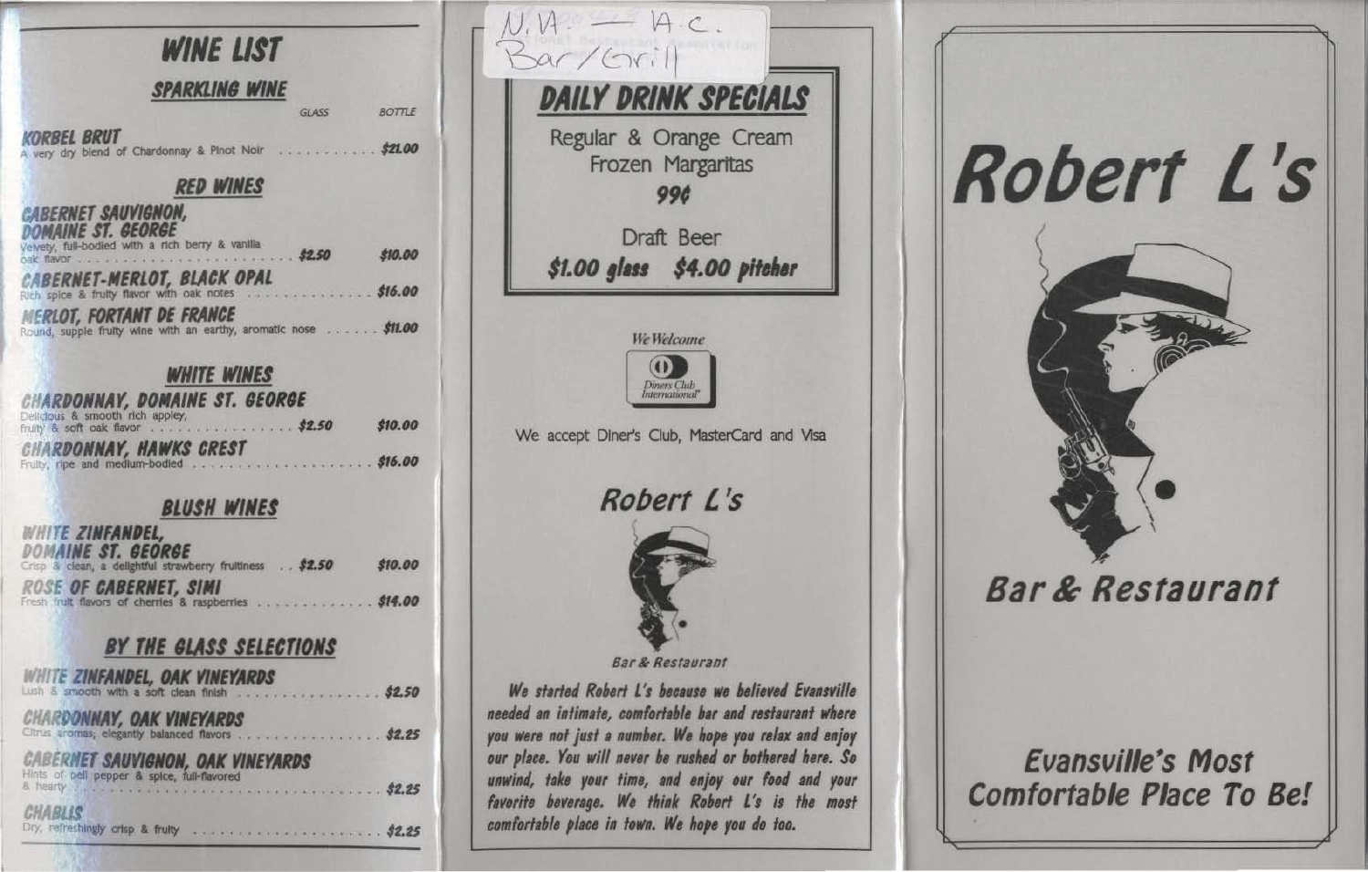# WINE LIST

## SPARKLING WINE

| | GLASS | BOTTLE |
|---|---|---|
| **KORBEL BRUT** A very dry blend of Chardonnay & Pinot Noir | | $21.00 |

## RED WINES

| | GLASS | BOTTLE |
|---|---|---|
| **CABERNET SAUVIGNON, DOMAINE ST. GEORGE** Velvety, full-bodied with a rich berry & vanilla oak flavor | $2.50 | $10.00 |
| **CABERNET-MERLOT, BLACK OPAL** Rich spice & fruity flavor with oak notes | | $16.00 |
| **MERLOT, FORTANT DE FRANCE** Round, supple fruity wine with an earthy, aromatic nose | | $11.00 |

## WHITE WINES

| | GLASS | BOTTLE |
|---|---|---|
| **CHARDONNAY, DOMAINE ST. GEORGE** Delicious & smooth rich appley, fruity & soft oak flavor | $2.50 | $10.00 |
| **CHARDONNAY, HAWKS CREST** Fruity, ripe and medium-bodied | | $16.00 |

## BLUSH WINES

| | GLASS | BOTTLE |
|---|---|---|
| **WHITE ZINFANDEL, DOMAINE ST. GEORGE** Crisp & clean, a delightful strawberry fruitiness | $2.50 | $10.00 |
| **ROSE OF CABERNET, SIMI** Fresh fruit flavors of cherries & raspberries | | $14.00 |

## BY THE GLASS SELECTIONS

| | |
|---|---|
| **WHITE ZINFANDEL, OAK VINEYARDS** Lush & smooth with a soft clean finish | $2.50 |
| **CHARDONNAY, OAK VINEYARDS** Citrus aromas; elegantly balanced flavors | $2.25 |
| **CABERNET SAUVIGNON, OAK VINEYARDS** Hints of bell pepper & spice, full-flavored & hearty | $2.25 |
| **CHABLIS** Dry, refreshingly crisp & fruity | $2.25 |

N.A. — A.C.
Bar / Grill

# DAILY DRINK SPECIALS

Regular & Orange Cream Frozen Margaritas

**99¢**

Draft Beer

**$1.00 glass $4.00 pitcher**

*We Welcome*

Diners Club International

We accept Diner's Club, MasterCard and Visa

## Robert L's

*Bar & Restaurant*

***We started Robert L's because we believed Evansville needed an intimate, comfortable bar and restaurant where you were not just a number. We hope you relax and enjoy our place. You will never be rushed or bothered here. So unwind, take your time, and enjoy our food and your favorite beverage. We think Robert L's is the most comfortable place in town. We hope you do too.***

# Robert L's

## Bar & Restaurant

## Evansville's Most Comfortable Place To Be!